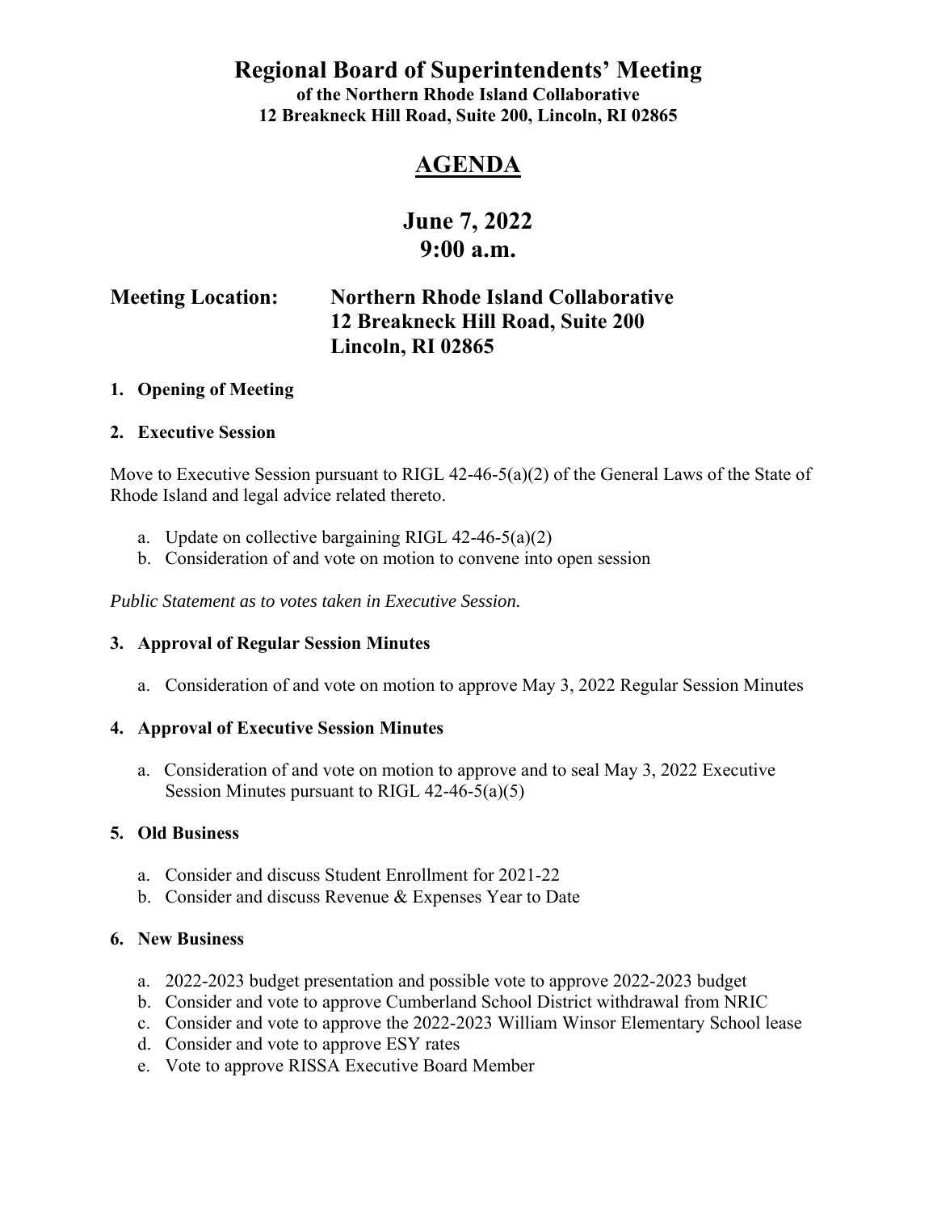# Regional Board of Superintendents' Meeting

**of the Northern Rhode Island Collaborative**
**12 Breakneck Hill Road, Suite 200, Lincoln, RI 02865**

## AGENDA

## June 7, 2022
## 9:00 a.m.

### Meeting Location: Northern Rhode Island Collaborative
### 12 Breakneck Hill Road, Suite 200
### Lincoln, RI 02865

**1. Opening of Meeting**

**2. Executive Session**

Move to Executive Session pursuant to RIGL 42-46-5(a)(2) of the General Laws of the State of Rhode Island and legal advice related thereto.

a. Update on collective bargaining RIGL 42-46-5(a)(2)
b. Consideration of and vote on motion to convene into open session

*Public Statement as to votes taken in Executive Session.*

**3. Approval of Regular Session Minutes**

a. Consideration of and vote on motion to approve May 3, 2022 Regular Session Minutes

**4. Approval of Executive Session Minutes**

a. Consideration of and vote on motion to approve and to seal May 3, 2022 Executive Session Minutes pursuant to RIGL 42-46-5(a)(5)

**5. Old Business**

a. Consider and discuss Student Enrollment for 2021-22
b. Consider and discuss Revenue & Expenses Year to Date

**6. New Business**

a. 2022-2023 budget presentation and possible vote to approve 2022-2023 budget
b. Consider and vote to approve Cumberland School District withdrawal from NRIC
c. Consider and vote to approve the 2022-2023 William Winsor Elementary School lease
d. Consider and vote to approve ESY rates
e. Vote to approve RISSA Executive Board Member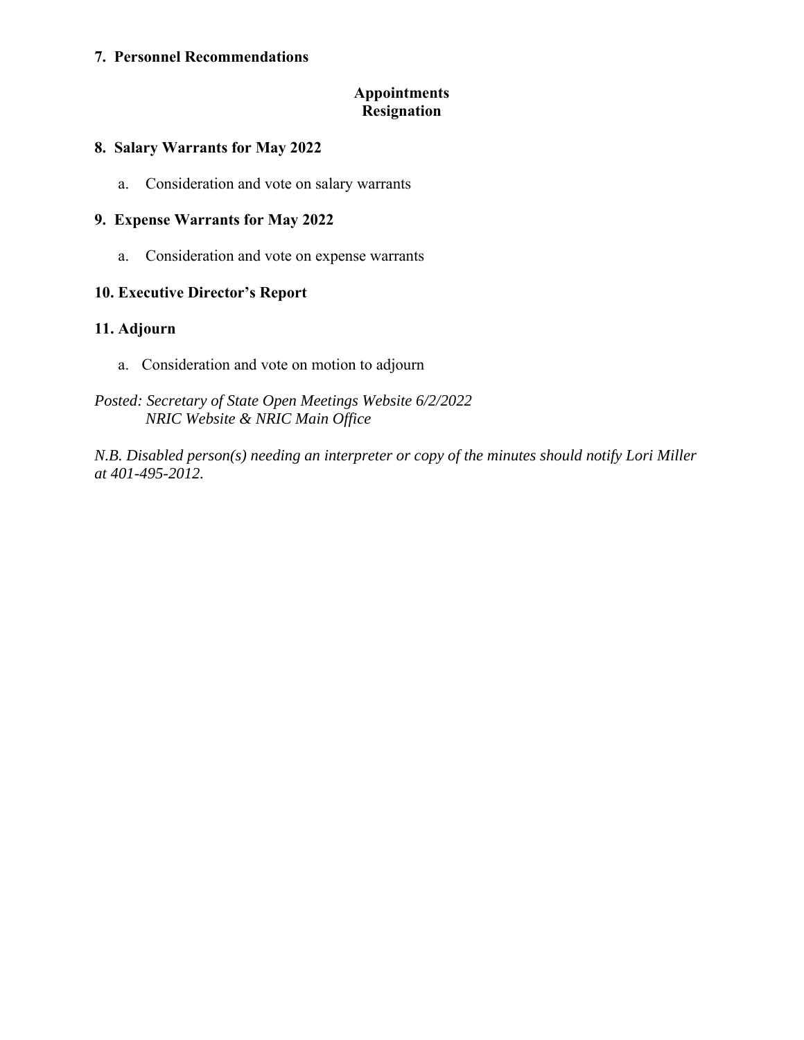**7. Personnel Recommendations**

**Appointments**
**Resignation**

**8. Salary Warrants for May 2022**

a. Consideration and vote on salary warrants

**9. Expense Warrants for May 2022**

a. Consideration and vote on expense warrants

**10. Executive Director's Report**

**11. Adjourn**

a. Consideration and vote on motion to adjourn

*Posted: Secretary of State Open Meetings Website 6/2/2022*
*NRIC Website & NRIC Main Office*

*N.B. Disabled person(s) needing an interpreter or copy of the minutes should notify Lori Miller at 401-495-2012.*